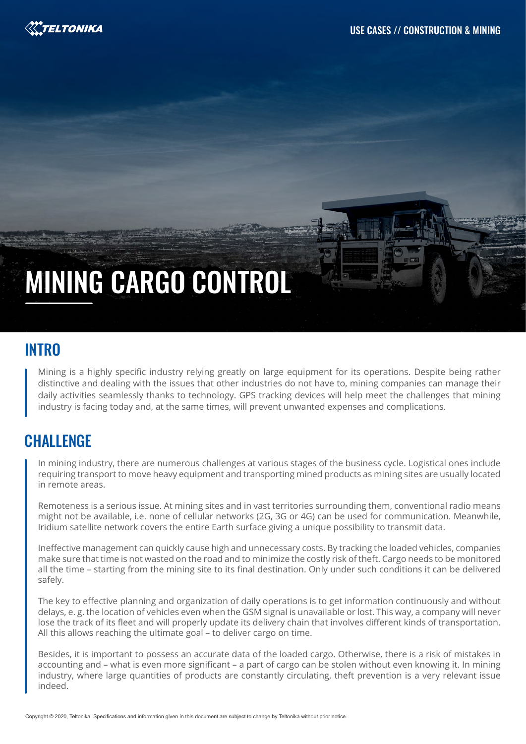# MINING CARGO CONTROL

## INTRO

Mining is a highly specific industry relying greatly on large equipment for its operations. Despite being rather distinctive and dealing with the issues that other industries do not have to, mining companies can manage their daily activities seamlessly thanks to technology. GPS tracking devices will help meet the challenges that mining industry is facing today and, at the same times, will prevent unwanted expenses and complications.

## CHALLENGE

In mining industry, there are numerous challenges at various stages of the business cycle. Logistical ones include requiring transport to move heavy equipment and transporting mined products as mining sites are usually located in remote areas.

Remoteness is a serious issue. At mining sites and in vast territories surrounding them, conventional radio means might not be available, i.e. none of cellular networks (2G, 3G or 4G) can be used for communication. Meanwhile, Iridium satellite network covers the entire Earth surface giving a unique possibility to transmit data.

Ineffective management can quickly cause high and unnecessary costs. By tracking the loaded vehicles, companies make sure that time is not wasted on the road and to minimize the costly risk of theft. Cargo needs to be monitored all the time – starting from the mining site to its final destination. Only under such conditions it can be delivered safely.

The key to effective planning and organization of daily operations is to get information continuously and without delays, e. g. the location of vehicles even when the GSM signal is unavailable or lost. This way, a company will never lose the track of its fleet and will properly update its delivery chain that involves different kinds of transportation. All this allows reaching the ultimate goal – to deliver cargo on time.

Besides, it is important to possess an accurate data of the loaded cargo. Otherwise, there is a risk of mistakes in accounting and – what is even more significant – a part of cargo can be stolen without even knowing it. In mining industry, where large quantities of products are constantly circulating, theft prevention is a very relevant issue indeed.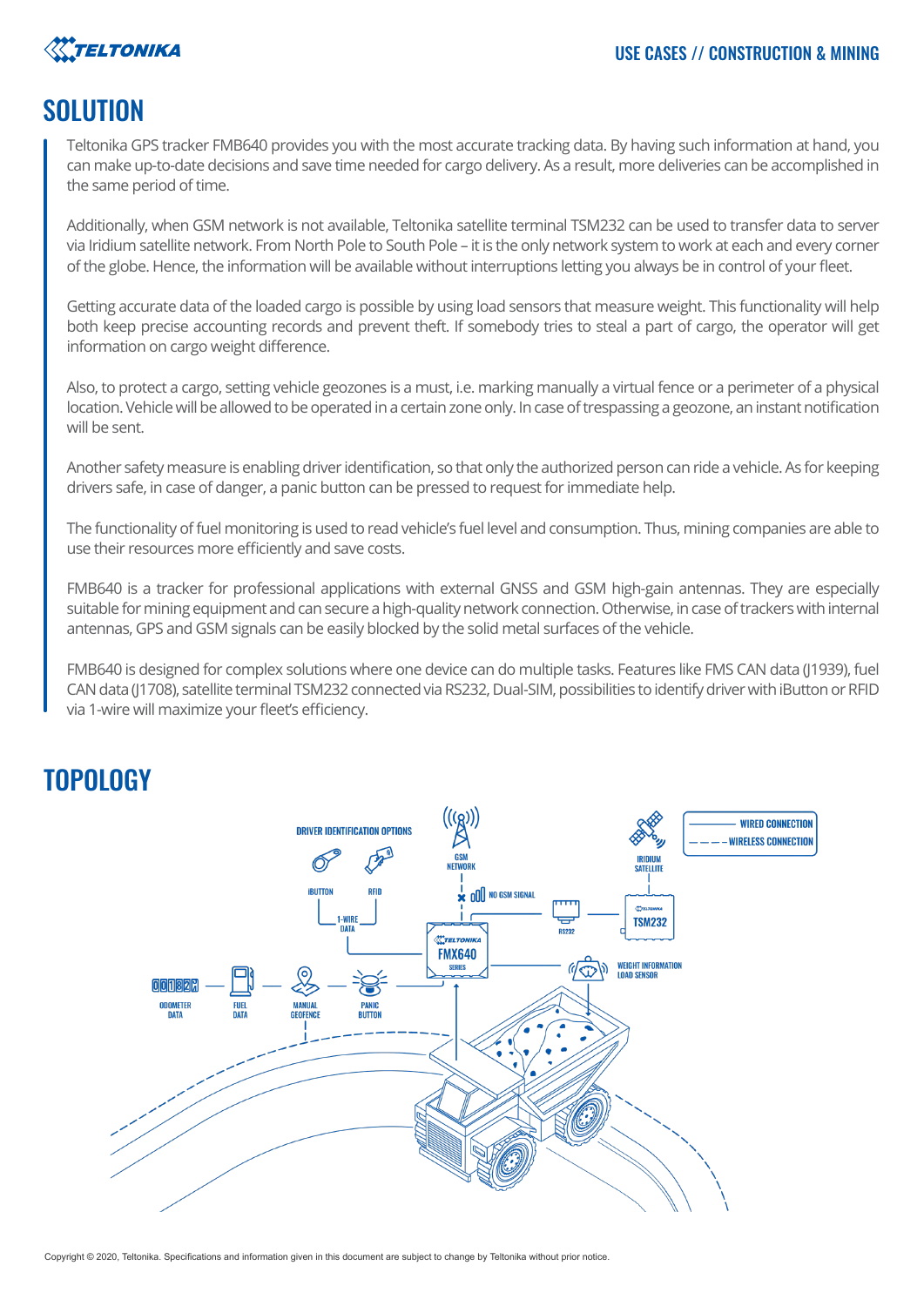## SOLUTION

Teltonika GPS tracker FMB640 provides you with the most accurate tracking data. By having such information at hand, you can make up-to-date decisions and save time needed for cargo delivery. As a result, more deliveries can be accomplished in the same period of time.

Additionally, when GSM network is not available, Teltonika satellite terminal TSM232 can be used to transfer data to server via Iridium satellite network. From North Pole to South Pole – it is the only network system to work at each and every corner of the globe. Hence, the information will be available without interruptions letting you always be in control of your fleet.

Getting accurate data of the loaded cargo is possible by using load sensors that measure weight. This functionality will help both keep precise accounting records and prevent theft. If somebody tries to steal a part of cargo, the operator will get information on cargo weight difference.

Also, to protect a cargo, setting vehicle geozones is a must, i.e. marking manually a virtual fence or a perimeter of a physical location. Vehicle will be allowed to be operated in a certain zone only. In case of trespassing a geozone, an instant notification will be sent.

Another safety measure is enabling driver identification, so that only the authorized person can ride a vehicle. As for keeping drivers safe, in case of danger, a panic button can be pressed to request for immediate help.

The functionality of fuel monitoring is used to read vehicle's fuel level and consumption. Thus, mining companies are able to use their resources more efficiently and save costs.

FMB640 is a tracker for professional applications with external GNSS and GSM high-gain antennas. They are especially suitable for mining equipment and can secure a high-quality network connection. Otherwise, in case of trackers with internal antennas, GPS and GSM signals can be easily blocked by the solid metal surfaces of the vehicle.

FMB640 is designed for complex solutions where one device can do multiple tasks. Features like FMS CAN data (J1939), fuel CAN data (J1708), satellite terminal TSM232 connected via RS232, Dual-SIM, possibilities to identify driver with iButton or RFID via 1-wire will maximize your fleet's efficiency.

## TOPOLOGY

DRIVER IDENTIFICATION OPTIONS

IBUTTON

RFID

1-WIRE DATA

GSM NETWORK

NO GSM SIGNAL

IRIDIUM SATELLITE

WIRED CONNECTION

WIRELESS CONNECTION

RS232

TSM232

FMX640 SERIES

WEIGHT INFORMATION LOAD SENSOR

ODOMETER DATA

FUEL DATA

MANUAL GEOFENCE

PANIC BUTTON

Copyright © 2020, Teltonika. Specifications and information given in this document are subject to change by Teltonika without prior notice.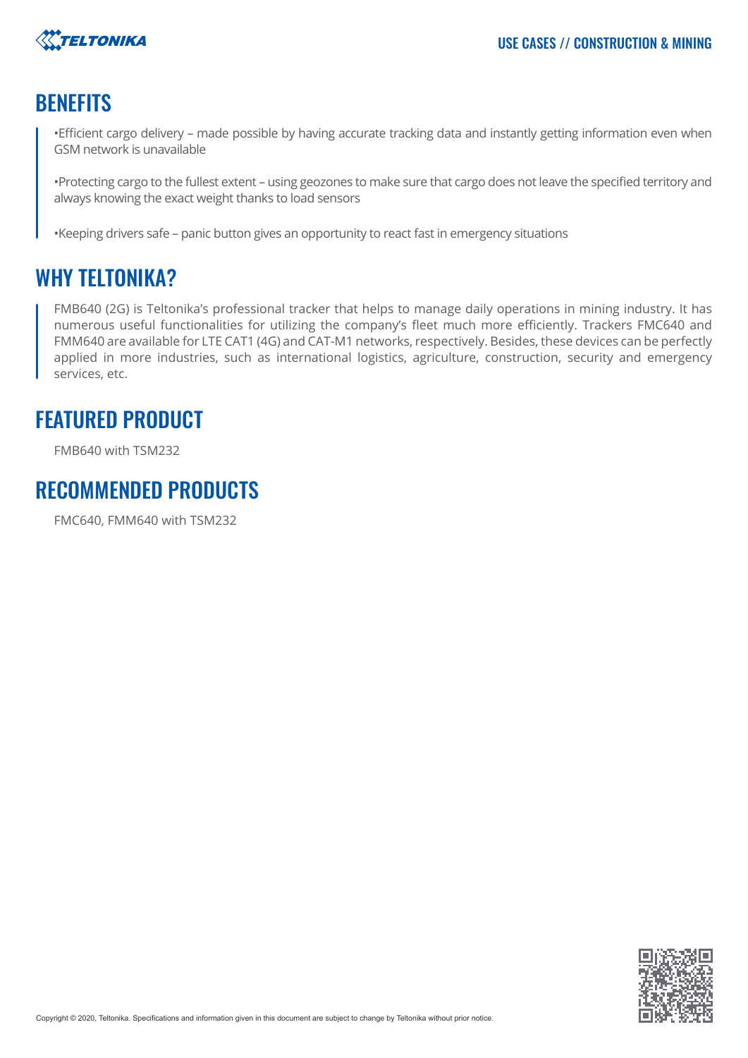## BENEFITS

•Efficient cargo delivery – made possible by having accurate tracking data and instantly getting information even when GSM network is unavailable

•Protecting cargo to the fullest extent – using geozones to make sure that cargo does not leave the specified territory and always knowing the exact weight thanks to load sensors

•Keeping drivers safe – panic button gives an opportunity to react fast in emergency situations

## WHY TELTONIKA?

FMB640 (2G) is Teltonika's professional tracker that helps to manage daily operations in mining industry. It has numerous useful functionalities for utilizing the company's fleet much more efficiently. Trackers FMC640 and FMM640 are available for LTE CAT1 (4G) and CAT-M1 networks, respectively. Besides, these devices can be perfectly applied in more industries, such as international logistics, agriculture, construction, security and emergency services, etc.

## FEATURED PRODUCT

FMB640 with TSM232

## RECOMMENDED PRODUCTS

FMC640, FMM640 with TSM232

Copyright © 2020, Teltonika. Specifications and information given in this document are subject to change by Teltonika without prior notice.